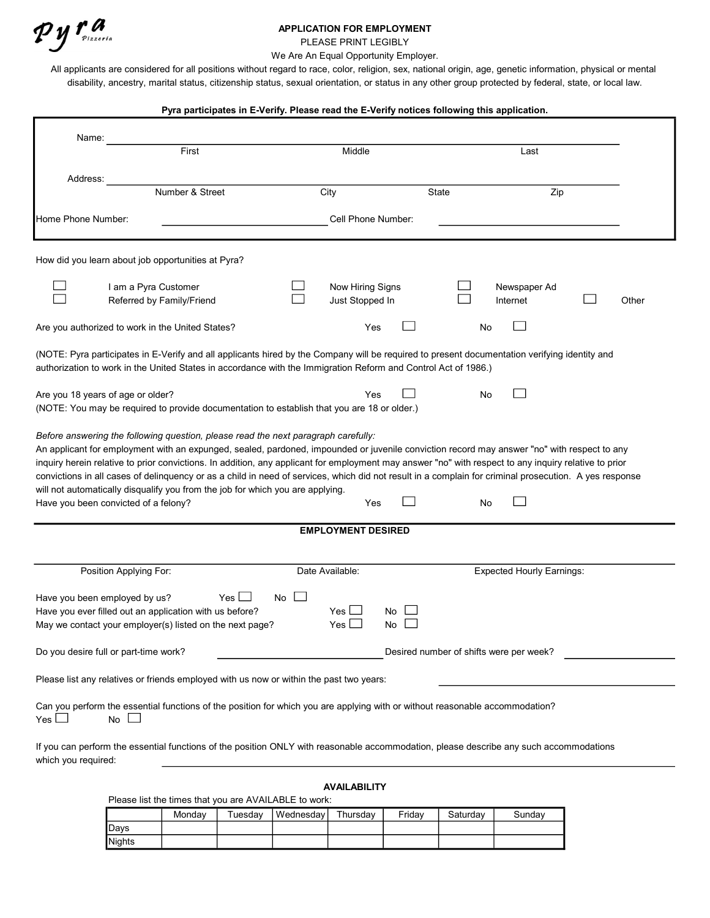Pyra Pizzeria

# APPLICATION FOR EMPLOYMENT

PLEASE PRINT LEGIBLY

We Are An Equal Opportunity Employer.

All applicants are considered for all positions without regard to race, color, religion, sex, national origin, age, genetic information, physical or mental disability, ancestry, marital status, citizenship status, sexual orientation, or status in any other group protected by federal, state, or local law.

**Pyra participates in E-Verify. Please read the E-Verify notices following this application.**

Name: ______________________________________________
First Middle Last

Address: ______________________________________________
Number & Street City State Zip

Home Phone Number: ____________________ Cell Phone Number: ____________________

How did you learn about job opportunities at Pyra?

- ☐ I am a Pyra Customer
- ☐ Referred by Family/Friend
- ☐ Now Hiring Signs
- ☐ Just Stopped In
- ☐ Newspaper Ad
- ☐ Internet
- ☐ Other

Are you authorized to work in the United States? Yes ☐ No ☐

(NOTE: Pyra participates in E-Verify and all applicants hired by the Company will be required to present documentation verifying identity and authorization to work in the United States in accordance with the Immigration Reform and Control Act of 1986.)

Are you 18 years of age or older? Yes ☐ No ☐
(NOTE: You may be required to provide documentation to establish that you are 18 or older.)

*Before answering the following question, please read the next paragraph carefully:*
An applicant for employment with an expunged, sealed, pardoned, impounded or juvenile conviction record may answer "no" with respect to any inquiry herein relative to prior convictions. In addition, any applicant for employment may answer "no" with respect to any inquiry relative to prior convictions in all cases of delinquency or as a child in need of services, which did not result in a complain for criminal prosecution. A yes response will not automatically disqualify you from the job for which you are applying.
Have you been convicted of a felony? Yes ☐ No ☐

## EMPLOYMENT DESIRED

Position Applying For: ____________ Date Available: ____________ Expected Hourly Earnings: ____________

Have you been employed by us? Yes ☐ No ☐
Have you ever filled out an application with us before? Yes ☐ No ☐
May we contact your employer(s) listed on the next page? Yes ☐ No ☐

Do you desire full or part-time work? ____________ Desired number of shifts were per week? ____________

Please list any relatives or friends employed with us now or within the past two years: ____________

Can you perform the essential functions of the position for which you are applying with or without reasonable accommodation?
Yes ☐ No ☐

If you can perform the essential functions of the position ONLY with reasonable accommodation, please describe any such accommodations which you required: ____________

## AVAILABILITY

Please list the times that you are AVAILABLE to work:

| | Monday | Tuesday | Wednesday | Thursday | Friday | Saturday | Sunday |
|---|---|---|---|---|---|---|---|
| Days | | | | | | | |
| Nights | | | | | | | |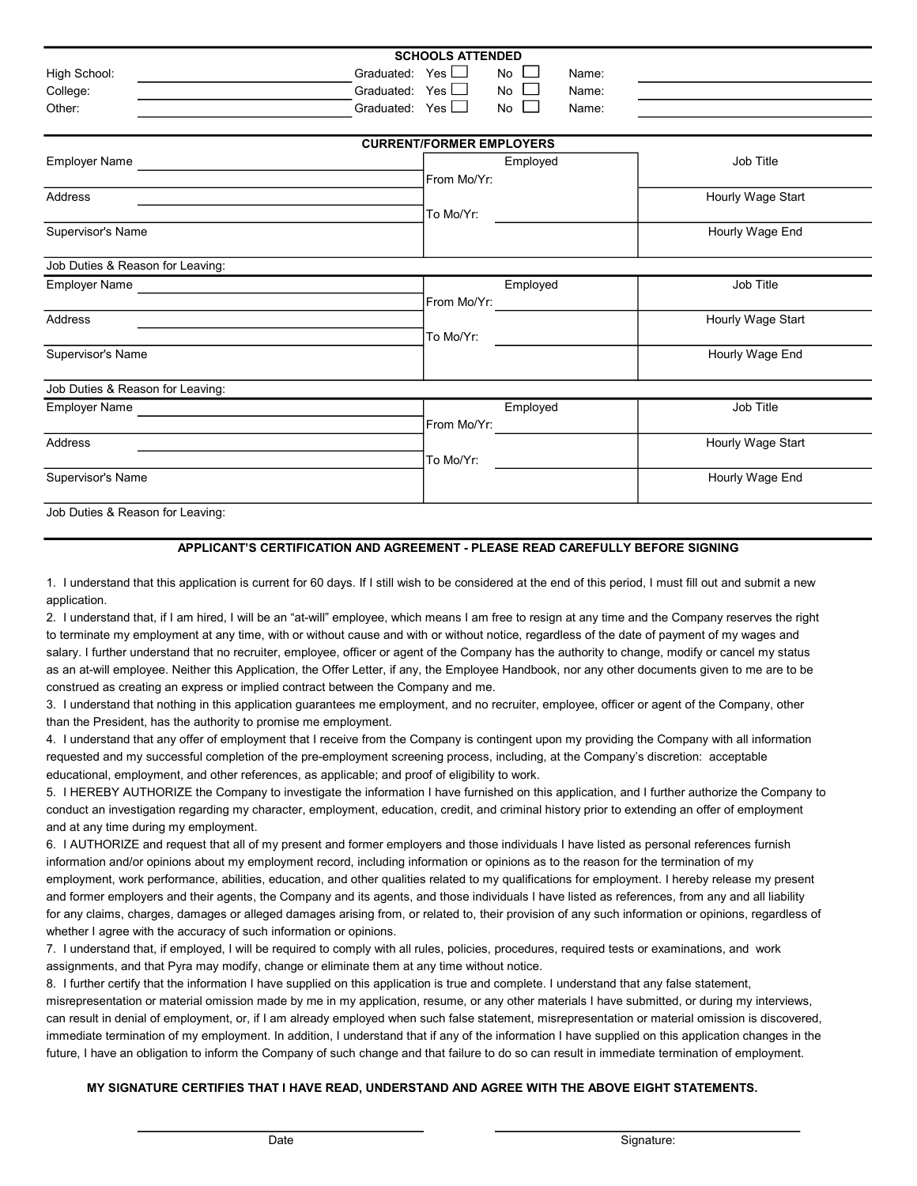## SCHOOLS ATTENDED

| | | | | | |
|---|---|---|---|---|---|
| High School: | | Graduated: Yes ☐ | No ☐ | Name: | |
| College: | | Graduated: Yes ☐ | No ☐ | Name: | |
| Other: | | Graduated: Yes ☐ | No ☐ | Name: | |

## CURRENT/FORMER EMPLOYERS

| | | |
|---|---|---|
| Employer Name | Employed<br>From Mo/Yr: | Job Title |
| Address | To Mo/Yr: | Hourly Wage Start |
| Supervisor's Name | | Hourly Wage End |

Job Duties & Reason for Leaving:

| | | |
|---|---|---|
| Employer Name | Employed<br>From Mo/Yr: | Job Title |
| Address | To Mo/Yr: | Hourly Wage Start |
| Supervisor's Name | | Hourly Wage End |

Job Duties & Reason for Leaving:

| | | |
|---|---|---|
| Employer Name | Employed<br>From Mo/Yr: | Job Title |
| Address | To Mo/Yr: | Hourly Wage Start |
| Supervisor's Name | | Hourly Wage End |

Job Duties & Reason for Leaving:

## APPLICANT'S CERTIFICATION AND AGREEMENT - PLEASE READ CAREFULLY BEFORE SIGNING

1. I understand that this application is current for 60 days. If I still wish to be considered at the end of this period, I must fill out and submit a new application.
2. I understand that, if I am hired, I will be an "at-will" employee, which means I am free to resign at any time and the Company reserves the right to terminate my employment at any time, with or without cause and with or without notice, regardless of the date of payment of my wages and salary. I further understand that no recruiter, employee, officer or agent of the Company has the authority to change, modify or cancel my status as an at-will employee. Neither this Application, the Offer Letter, if any, the Employee Handbook, nor any other documents given to me are to be construed as creating an express or implied contract between the Company and me.
3. I understand that nothing in this application guarantees me employment, and no recruiter, employee, officer or agent of the Company, other than the President, has the authority to promise me employment.
4. I understand that any offer of employment that I receive from the Company is contingent upon my providing the Company with all information requested and my successful completion of the pre-employment screening process, including, at the Company's discretion: acceptable educational, employment, and other references, as applicable; and proof of eligibility to work.
5. I HEREBY AUTHORIZE the Company to investigate the information I have furnished on this application, and I further authorize the Company to conduct an investigation regarding my character, employment, education, credit, and criminal history prior to extending an offer of employment and at any time during my employment.
6. I AUTHORIZE and request that all of my present and former employers and those individuals I have listed as personal references furnish information and/or opinions about my employment record, including information or opinions as to the reason for the termination of my employment, work performance, abilities, education, and other qualities related to my qualifications for employment. I hereby release my present and former employers and their agents, the Company and its agents, and those individuals I have listed as references, from any and all liability for any claims, charges, damages or alleged damages arising from, or related to, their provision of any such information or opinions, regardless of whether I agree with the accuracy of such information or opinions.
7. I understand that, if employed, I will be required to comply with all rules, policies, procedures, required tests or examinations, and work assignments, and that Pyra may modify, change or eliminate them at any time without notice.
8. I further certify that the information I have supplied on this application is true and complete. I understand that any false statement, misrepresentation or material omission made by me in my application, resume, or any other materials I have submitted, or during my interviews, can result in denial of employment, or, if I am already employed when such false statement, misrepresentation or material omission is discovered, immediate termination of my employment. In addition, I understand that if any of the information I have supplied on this application changes in the future, I have an obligation to inform the Company of such change and that failure to do so can result in immediate termination of employment.

**MY SIGNATURE CERTIFIES THAT I HAVE READ, UNDERSTAND AND AGREE WITH THE ABOVE EIGHT STATEMENTS.**

Date ____________________ Signature: ____________________